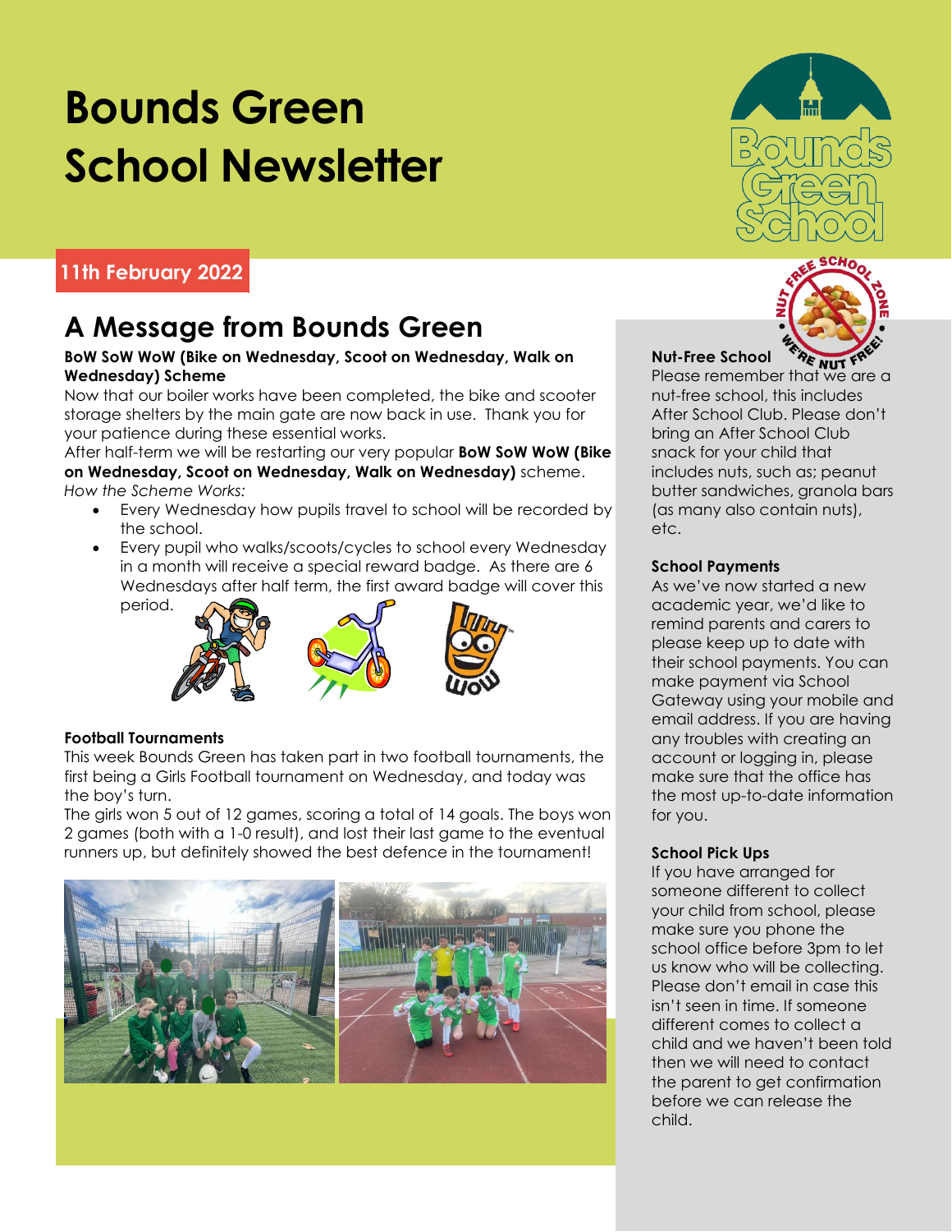# Bounds Green School Newsletter

**11th February 2022**

## A Message from Bounds Green

**BoW SoW WoW (Bike on Wednesday, Scoot on Wednesday, Walk on Wednesday) Scheme**

Now that our boiler works have been completed, the bike and scooter storage shelters by the main gate are now back in use. Thank you for your patience during these essential works.

After half-term we will be restarting our very popular **BoW SoW WoW (Bike on Wednesday, Scoot on Wednesday, Walk on Wednesday)** scheme.

*How the Scheme Works:*

- Every Wednesday how pupils travel to school will be recorded by the school.
- Every pupil who walks/scoots/cycles to school every Wednesday in a month will receive a special reward badge. As there are 6 Wednesdays after half term, the first award badge will cover this period.

**Football Tournaments**

This week Bounds Green has taken part in two football tournaments, the first being a Girls Football tournament on Wednesday, and today was the boy's turn.

The girls won 5 out of 12 games, scoring a total of 14 goals. The boys won 2 games (both with a 1-0 result), and lost their last game to the eventual runners up, but definitely showed the best defence in the tournament!

**Nut-Free School**

Please remember that we are a nut-free school, this includes After School Club. Please don't bring an After School Club snack for your child that includes nuts, such as; peanut butter sandwiches, granola bars (as many also contain nuts), etc.

**School Payments**

As we've now started a new academic year, we'd like to remind parents and carers to please keep up to date with their school payments. You can make payment via School Gateway using your mobile and email address. If you are having any troubles with creating an account or logging in, please make sure that the office has the most up-to-date information for you.

**School Pick Ups**

If you have arranged for someone different to collect your child from school, please make sure you phone the school office before 3pm to let us know who will be collecting. Please don't email in case this isn't seen in time. If someone different comes to collect a child and we haven't been told then we will need to contact the parent to get confirmation before we can release the child.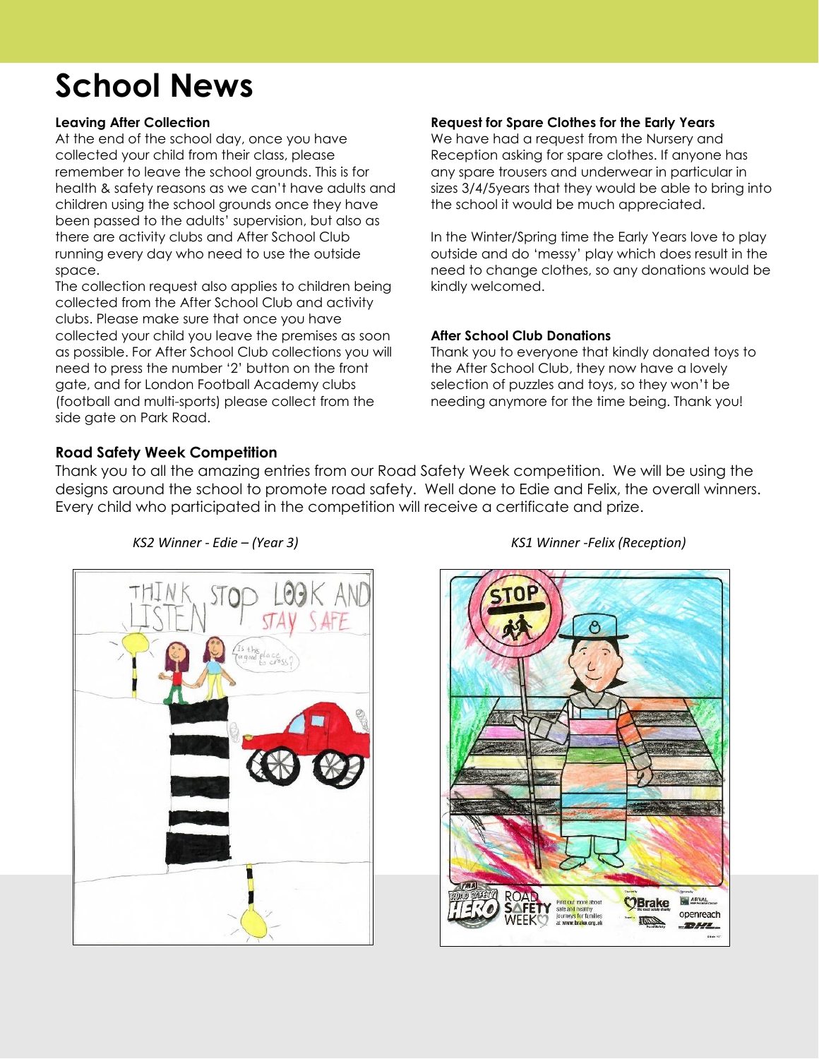# School News

**Leaving After Collection**

At the end of the school day, once you have collected your child from their class, please remember to leave the school grounds. This is for health & safety reasons as we can't have adults and children using the school grounds once they have been passed to the adults' supervision, but also as there are activity clubs and After School Club running every day who need to use the outside space.

The collection request also applies to children being collected from the After School Club and activity clubs. Please make sure that once you have collected your child you leave the premises as soon as possible. For After School Club collections you will need to press the number '2' button on the front gate, and for London Football Academy clubs (football and multi-sports) please collect from the side gate on Park Road.

**Request for Spare Clothes for the Early Years**

We have had a request from the Nursery and Reception asking for spare clothes. If anyone has any spare trousers and underwear in particular in sizes 3/4/5years that they would be able to bring into the school it would be much appreciated.

In the Winter/Spring time the Early Years love to play outside and do 'messy' play which does result in the need to change clothes, so any donations would be kindly welcomed.

**After School Club Donations**

Thank you to everyone that kindly donated toys to the After School Club, they now have a lovely selection of puzzles and toys, so they won't be needing anymore for the time being. Thank you!

**Road Safety Week Competition**

Thank you to all the amazing entries from our Road Safety Week competition. We will be using the designs around the school to promote road safety. Well done to Edie and Felix, the overall winners. Every child who participated in the competition will receive a certificate and prize.

*KS2 Winner - Edie – (Year 3)*

*KS1 Winner -Felix (Reception)*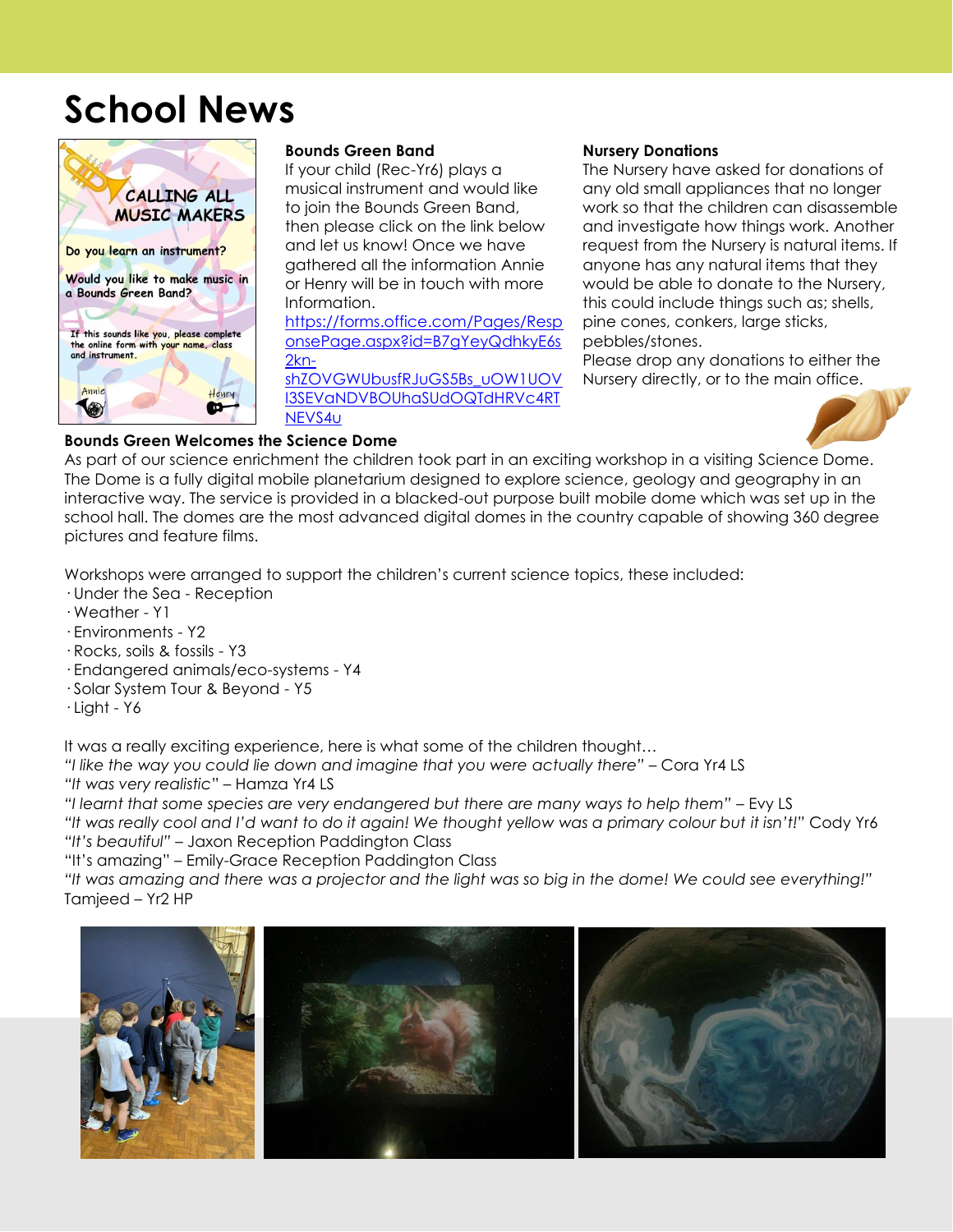# School News

CALLING ALL MUSIC MAKERS

Do you learn an instrument?

Would you like to make music in a Bounds Green Band?

If this sounds like you, please complete the online form with your name, class and instrument.

Annie Henry

### Bounds Green Band

If your child (Rec-Yr6) plays a musical instrument and would like to join the Bounds Green Band, then please click on the link below and let us know! Once we have gathered all the information Annie or Henry will be in touch with more Information.

https://forms.office.com/Pages/ResponsePage.aspx?id=B7gYeyQdhkyE6s2kn-shZOVGWUbusfRJuGS5Bs_uOW1UOVI3SEVaNDVBOUhaSUdOQTdHRVc4RTNEVS4u

### Nursery Donations

The Nursery have asked for donations of any old small appliances that no longer work so that the children can disassemble and investigate how things work. Another request from the Nursery is natural items. If anyone has any natural items that they would be able to donate to the Nursery, this could include things such as; shells, pine cones, conkers, large sticks, pebbles/stones.

Please drop any donations to either the Nursery directly, or to the main office.

### Bounds Green Welcomes the Science Dome

As part of our science enrichment the children took part in an exciting workshop in a visiting Science Dome. The Dome is a fully digital mobile planetarium designed to explore science, geology and geography in an interactive way. The service is provided in a blacked-out purpose built mobile dome which was set up in the school hall. The domes are the most advanced digital domes in the country capable of showing 360 degree pictures and feature films.

Workshops were arranged to support the children's current science topics, these included:

- Under the Sea - Reception
- Weather - Y1
- Environments - Y2
- Rocks, soils & fossils - Y3
- Endangered animals/eco-systems - Y4
- Solar System Tour & Beyond - Y5
- Light - Y6

It was a really exciting experience, here is what some of the children thought…

*"I like the way you could lie down and imagine that you were actually there"* – Cora Yr4 LS

*"It was very realistic"* – Hamza Yr4 LS

*"I learnt that some species are very endangered but there are many ways to help them"* – Evy LS

*"It was really cool and I'd want to do it again! We thought yellow was a primary colour but it isn't!"* Cody Yr6

*"It's beautiful"* – Jaxon Reception Paddington Class

"It's amazing" – Emily-Grace Reception Paddington Class

*"It was amazing and there was a projector and the light was so big in the dome! We could see everything!"* Tamjeed – Yr2 HP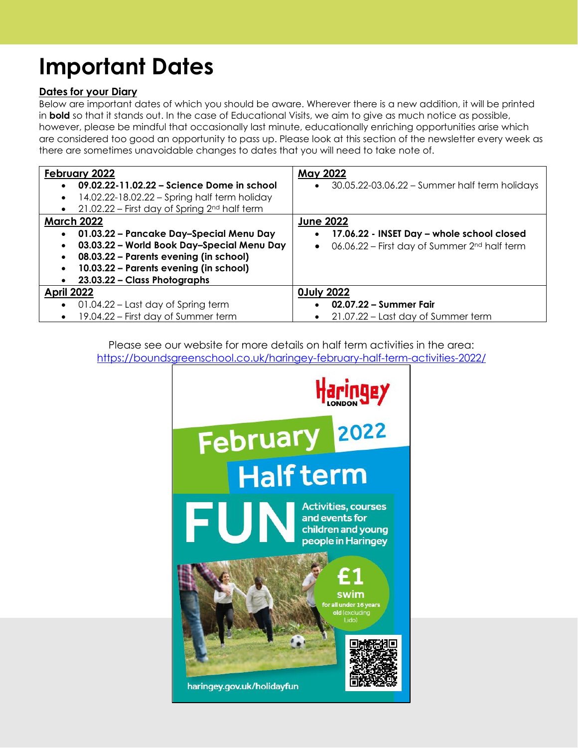# Important Dates

**Dates for your Diary**

Below are important dates of which you should be aware. Wherever there is a new addition, it will be printed in **bold** so that it stands out. In the case of Educational Visits, we aim to give as much notice as possible, however, please be mindful that occasionally last minute, educationally enriching opportunities arise which are considered too good an opportunity to pass up. Please look at this section of the newsletter every week as there are sometimes unavoidable changes to dates that you will need to take note of.

| | |
|---|---|
| **February 2022**<br>• **09.02.22-11.02.22 – Science Dome in school**<br>• 14.02.22-18.02.22 – Spring half term holiday<br>• 21.02.22 – First day of Spring 2nd half term | **May 2022**<br>• 30.05.22-03.06.22 – Summer half term holidays |
| **March 2022**<br>• **01.03.22 – Pancake Day–Special Menu Day**<br>• **03.03.22 – World Book Day–Special Menu Day**<br>• **08.03.22 – Parents evening (in school)**<br>• **10.03.22 – Parents evening (in school)**<br>• **23.03.22 – Class Photographs** | **June 2022**<br>• **17.06.22 - INSET Day – whole school closed**<br>• 06.06.22 – First day of Summer 2nd half term |
| **April 2022**<br>• 01.04.22 – Last day of Spring term<br>• 19.04.22 – First day of Summer term | **0July 2022**<br>• **02.07.22 – Summer Fair**<br>• 21.07.22 – Last day of Summer term |

Please see our website for more details on half term activities in the area:
https://boundsgreenschool.co.uk/haringey-february-half-term-activities-2022/

Haringey LONDON

February 2022

Half term

FUN

Activities, courses and events for children and young people in Haringey

£1 swim for all under 16 years old (excluding Lido)

haringey.gov.uk/holidayfun